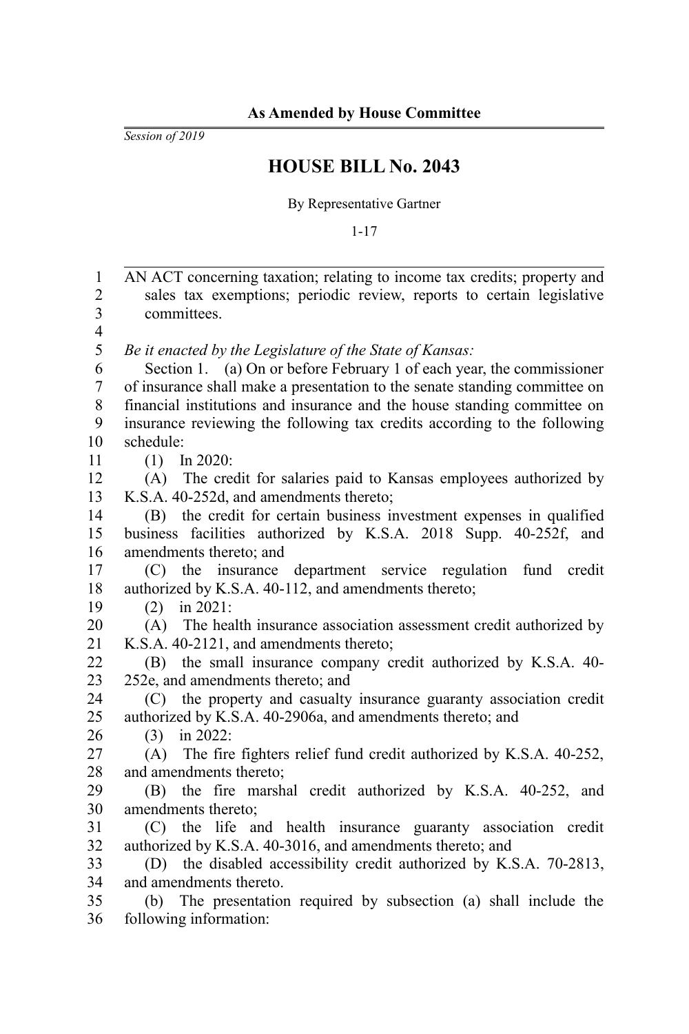**As Amended by House Committee**

*Session of 2019*

# HOUSE BILL No. 2043

By Representative Gartner

1-17

AN ACT concerning taxation; relating to income tax credits; property and sales tax exemptions; periodic review, reports to certain legislative committees.

*Be it enacted by the Legislature of the State of Kansas:*

Section 1. (a) On or before February 1 of each year, the commissioner of insurance shall make a presentation to the senate standing committee on financial institutions and insurance and the house standing committee on insurance reviewing the following tax credits according to the following schedule:

(1) In 2020:

(A) The credit for salaries paid to Kansas employees authorized by K.S.A. 40-252d, and amendments thereto;

(B) the credit for certain business investment expenses in qualified business facilities authorized by K.S.A. 2018 Supp. 40-252f, and amendments thereto; and

(C) the insurance department service regulation fund credit authorized by K.S.A. 40-112, and amendments thereto;

(2) in 2021:

(A) The health insurance association assessment credit authorized by K.S.A. 40-2121, and amendments thereto;

(B) the small insurance company credit authorized by K.S.A. 40-252e, and amendments thereto; and

(C) the property and casualty insurance guaranty association credit authorized by K.S.A. 40-2906a, and amendments thereto; and

(3) in 2022:

(A) The fire fighters relief fund credit authorized by K.S.A. 40-252, and amendments thereto;

(B) the fire marshal credit authorized by K.S.A. 40-252, and amendments thereto;

(C) the life and health insurance guaranty association credit authorized by K.S.A. 40-3016, and amendments thereto; and

(D) the disabled accessibility credit authorized by K.S.A. 70-2813, and amendments thereto.

(b) The presentation required by subsection (a) shall include the following information: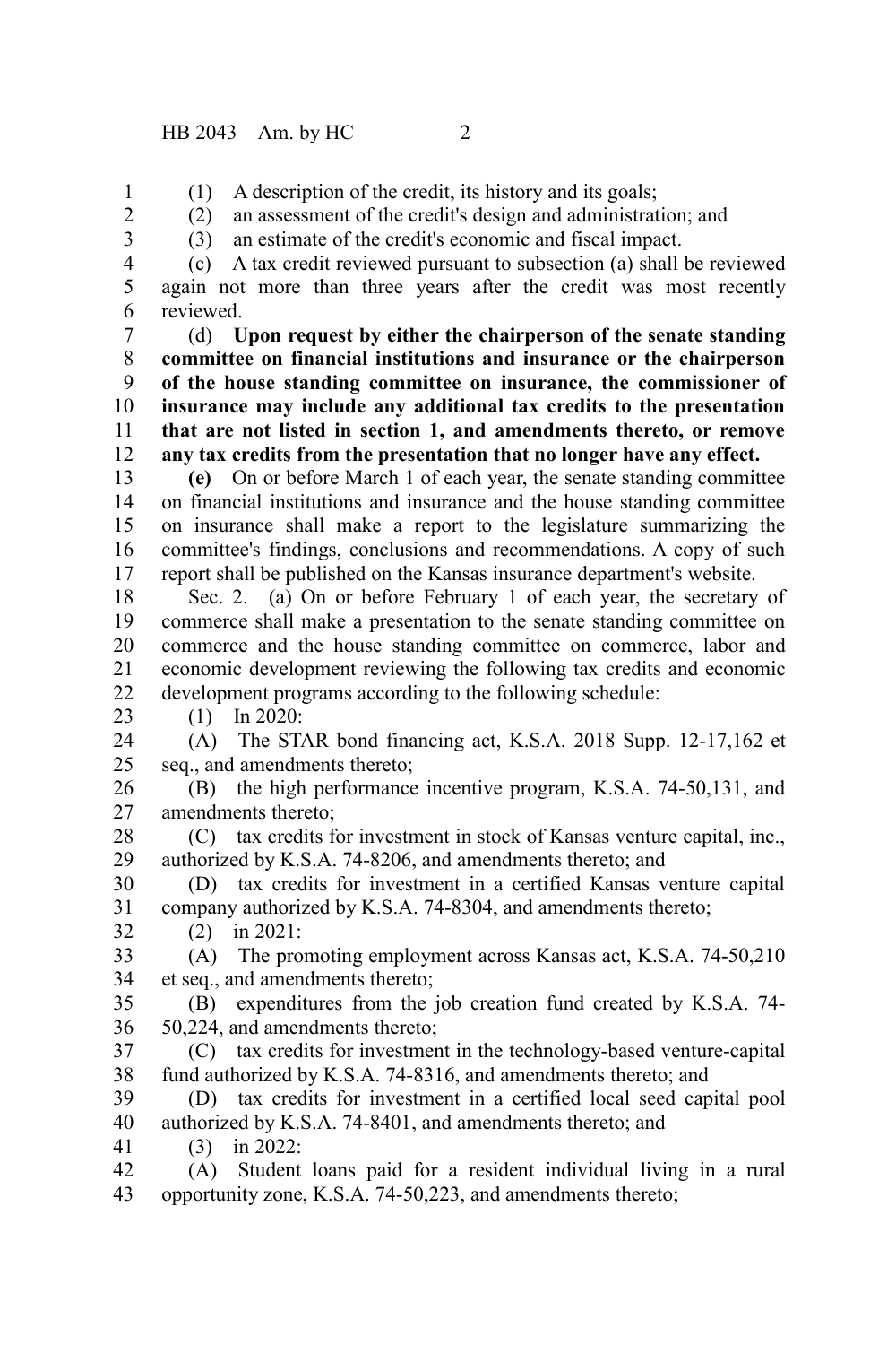(1) A description of the credit, its history and its goals;

(2) an assessment of the credit's design and administration; and

(3) an estimate of the credit's economic and fiscal impact.

(c) A tax credit reviewed pursuant to subsection (a) shall be reviewed again not more than three years after the credit was most recently reviewed.

(d) **Upon request by either the chairperson of the senate standing committee on financial institutions and insurance or the chairperson of the house standing committee on insurance, the commissioner of insurance may include any additional tax credits to the presentation that are not listed in section 1, and amendments thereto, or remove any tax credits from the presentation that no longer have any effect.**

**(e)** On or before March 1 of each year, the senate standing committee on financial institutions and insurance and the house standing committee on insurance shall make a report to the legislature summarizing the committee's findings, conclusions and recommendations. A copy of such report shall be published on the Kansas insurance department's website.

Sec. 2. (a) On or before February 1 of each year, the secretary of commerce shall make a presentation to the senate standing committee on commerce and the house standing committee on commerce, labor and economic development reviewing the following tax credits and economic development programs according to the following schedule:

(1) In 2020:

(A) The STAR bond financing act, K.S.A. 2018 Supp. 12-17,162 et seq., and amendments thereto;

(B) the high performance incentive program, K.S.A. 74-50,131, and amendments thereto;

(C) tax credits for investment in stock of Kansas venture capital, inc., authorized by K.S.A. 74-8206, and amendments thereto; and

(D) tax credits for investment in a certified Kansas venture capital company authorized by K.S.A. 74-8304, and amendments thereto;

(2) in 2021:

(A) The promoting employment across Kansas act, K.S.A. 74-50,210 et seq., and amendments thereto;

(B) expenditures from the job creation fund created by K.S.A. 74-50,224, and amendments thereto;

(C) tax credits for investment in the technology-based venture-capital fund authorized by K.S.A. 74-8316, and amendments thereto; and

(D) tax credits for investment in a certified local seed capital pool authorized by K.S.A. 74-8401, and amendments thereto; and

(3) in 2022:

(A) Student loans paid for a resident individual living in a rural opportunity zone, K.S.A. 74-50,223, and amendments thereto;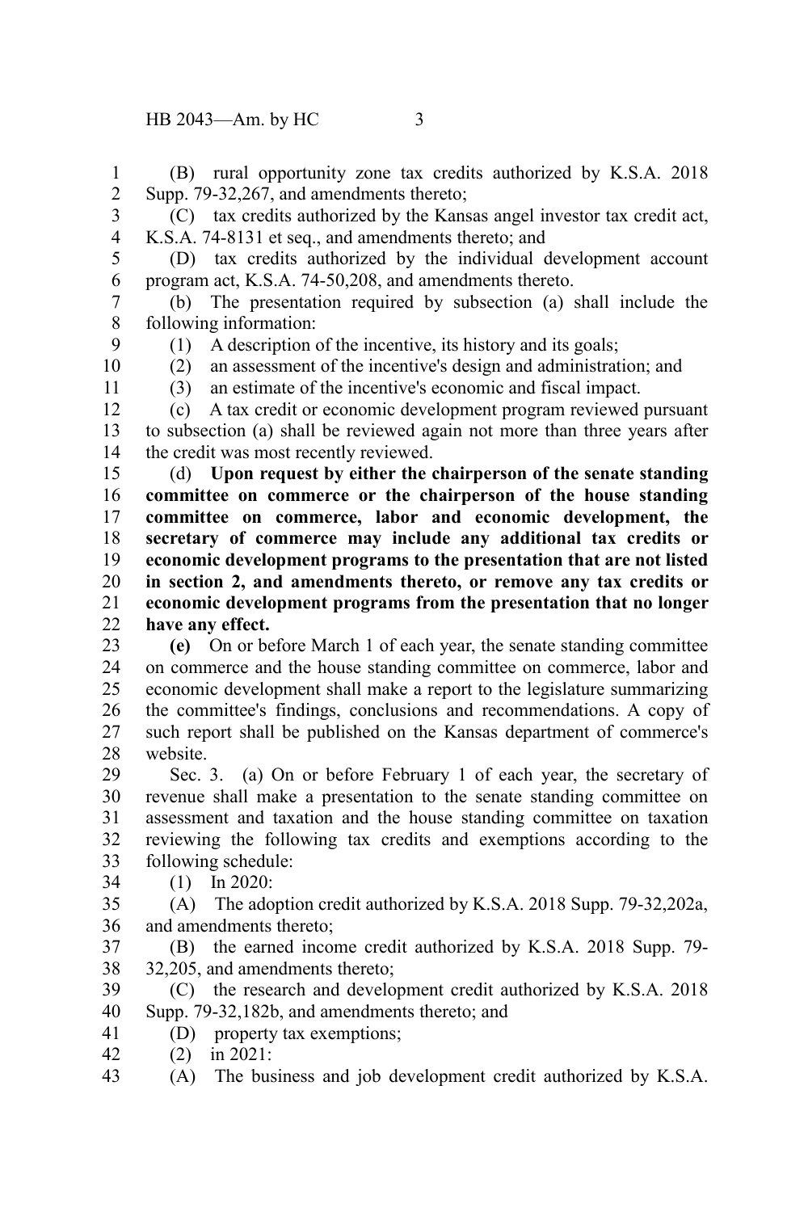(B) rural opportunity zone tax credits authorized by K.S.A. 2018 Supp. 79-32,267, and amendments thereto;

(C) tax credits authorized by the Kansas angel investor tax credit act, K.S.A. 74-8131 et seq., and amendments thereto; and

(D) tax credits authorized by the individual development account program act, K.S.A. 74-50,208, and amendments thereto.

(b) The presentation required by subsection (a) shall include the following information:

(1) A description of the incentive, its history and its goals;

(2) an assessment of the incentive's design and administration; and

(3) an estimate of the incentive's economic and fiscal impact.

(c) A tax credit or economic development program reviewed pursuant to subsection (a) shall be reviewed again not more than three years after the credit was most recently reviewed.

(d) **Upon request by either the chairperson of the senate standing committee on commerce or the chairperson of the house standing committee on commerce, labor and economic development, the secretary of commerce may include any additional tax credits or economic development programs to the presentation that are not listed in section 2, and amendments thereto, or remove any tax credits or economic development programs from the presentation that no longer have any effect.**

**(e)** On or before March 1 of each year, the senate standing committee on commerce and the house standing committee on commerce, labor and economic development shall make a report to the legislature summarizing the committee's findings, conclusions and recommendations. A copy of such report shall be published on the Kansas department of commerce's website.

Sec. 3. (a) On or before February 1 of each year, the secretary of revenue shall make a presentation to the senate standing committee on assessment and taxation and the house standing committee on taxation reviewing the following tax credits and exemptions according to the following schedule:

(1) In 2020:

(A) The adoption credit authorized by K.S.A. 2018 Supp. 79-32,202a, and amendments thereto;

(B) the earned income credit authorized by K.S.A. 2018 Supp. 79-32,205, and amendments thereto;

(C) the research and development credit authorized by K.S.A. 2018 Supp. 79-32,182b, and amendments thereto; and

(D) property tax exemptions;

(2) in 2021:

(A) The business and job development credit authorized by K.S.A.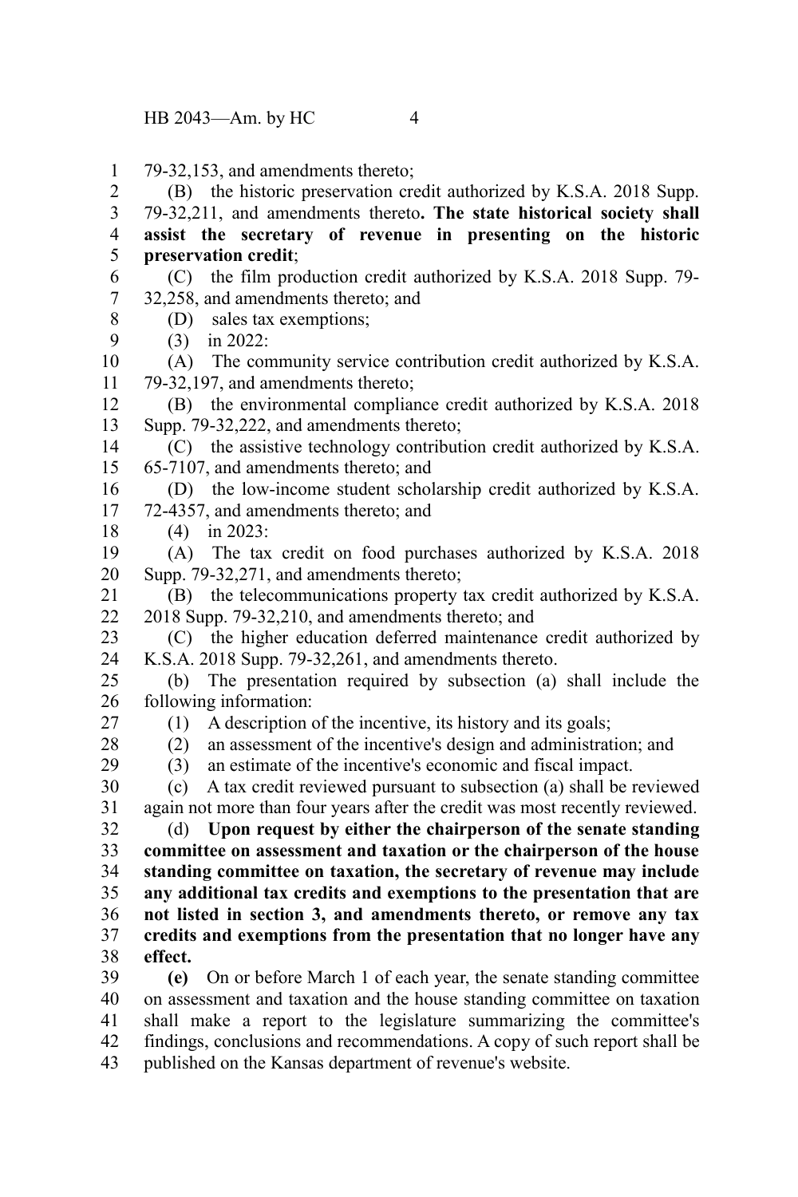79-32,153, and amendments thereto;

(B) the historic preservation credit authorized by K.S.A. 2018 Supp. 79-32,211, and amendments thereto**. The state historical society shall assist the secretary of revenue in presenting on the historic preservation credit**;

(C) the film production credit authorized by K.S.A. 2018 Supp. 79-32,258, and amendments thereto; and

(D) sales tax exemptions;

(3) in 2022:

(A) The community service contribution credit authorized by K.S.A. 79-32,197, and amendments thereto;

(B) the environmental compliance credit authorized by K.S.A. 2018 Supp. 79-32,222, and amendments thereto;

(C) the assistive technology contribution credit authorized by K.S.A. 65-7107, and amendments thereto; and

(D) the low-income student scholarship credit authorized by K.S.A. 72-4357, and amendments thereto; and

(4) in 2023:

(A) The tax credit on food purchases authorized by K.S.A. 2018 Supp. 79-32,271, and amendments thereto;

(B) the telecommunications property tax credit authorized by K.S.A. 2018 Supp. 79-32,210, and amendments thereto; and

(C) the higher education deferred maintenance credit authorized by K.S.A. 2018 Supp. 79-32,261, and amendments thereto.

(b) The presentation required by subsection (a) shall include the following information:

(1) A description of the incentive, its history and its goals;

(2) an assessment of the incentive's design and administration; and

(3) an estimate of the incentive's economic and fiscal impact.

(c) A tax credit reviewed pursuant to subsection (a) shall be reviewed again not more than four years after the credit was most recently reviewed.

(d) **Upon request by either the chairperson of the senate standing committee on assessment and taxation or the chairperson of the house standing committee on taxation, the secretary of revenue may include any additional tax credits and exemptions to the presentation that are not listed in section 3, and amendments thereto, or remove any tax credits and exemptions from the presentation that no longer have any effect.**

**(e)** On or before March 1 of each year, the senate standing committee on assessment and taxation and the house standing committee on taxation shall make a report to the legislature summarizing the committee's findings, conclusions and recommendations. A copy of such report shall be published on the Kansas department of revenue's website.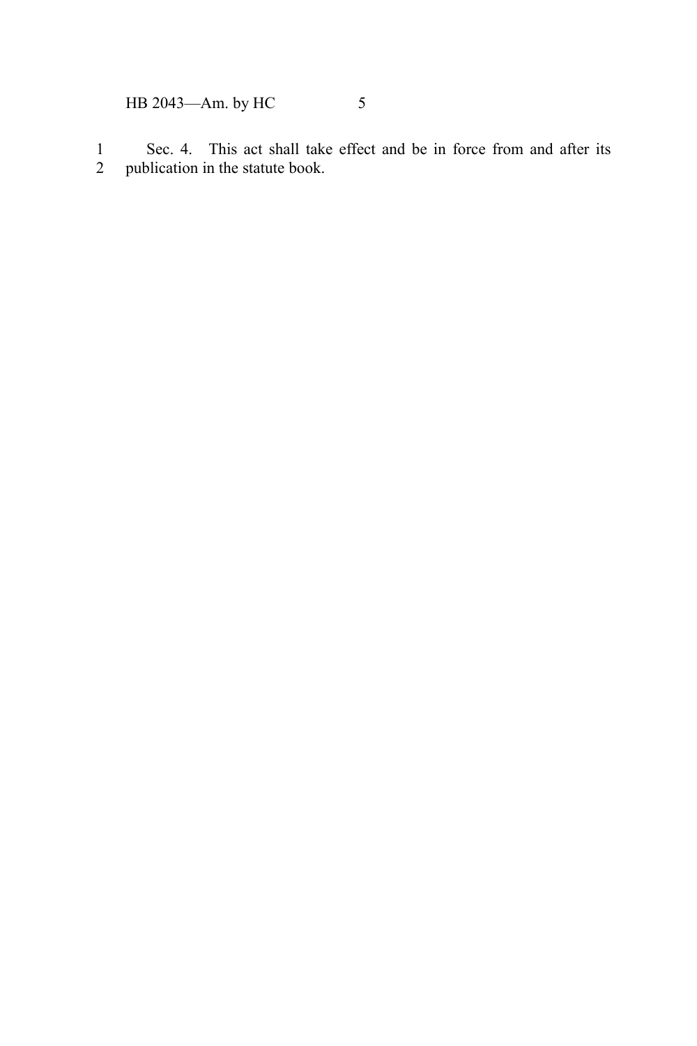Sec. 4. This act shall take effect and be in force from and after its publication in the statute book.